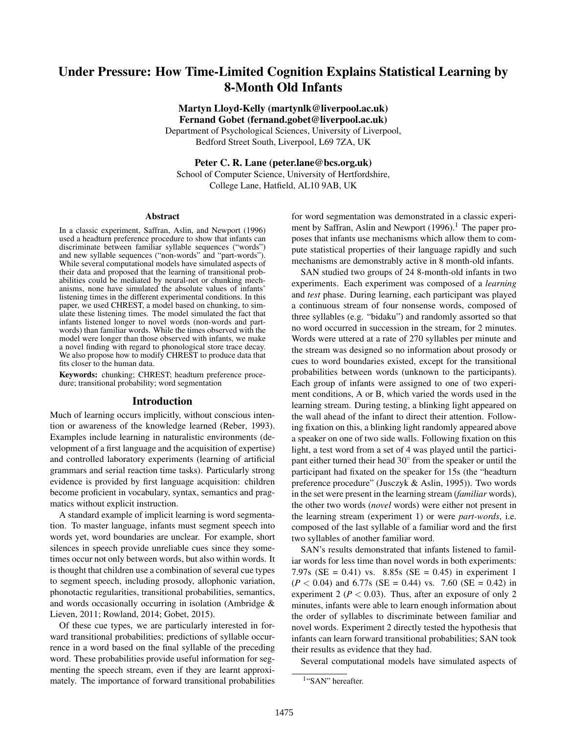# Under Pressure: How Time-Limited Cognition Explains Statistical Learning by 8-Month Old Infants

**Martyn Lloyd-Kelly (martynlk@liverpool.ac.uk)**
**Fernand Gobet (fernand.gobet@liverpool.ac.uk)**
Department of Psychological Sciences, University of Liverpool,
Bedford Street South, Liverpool, L69 7ZA, UK

**Peter C. R. Lane (peter.lane@bcs.org.uk)**
School of Computer Science, University of Hertfordshire,
College Lane, Hatfield, AL10 9AB, UK

## Abstract

In a classic experiment, Saffran, Aslin, and Newport (1996) used a headturn preference procedure to show that infants can discriminate between familiar syllable sequences ("words") and new syllable sequences ("non-words" and "part-words"). While several computational models have simulated aspects of their data and proposed that the learning of transitional probabilities could be mediated by neural-net or chunking mechanisms, none have simulated the absolute values of infants' listening times in the different experimental conditions. In this paper, we used CHREST, a model based on chunking, to simulate these listening times. The model simulated the fact that infants listened longer to novel words (non-words and part-words) than familiar words. While the times observed with the model were longer than those observed with infants, we make a novel finding with regard to phonological store trace decay. We also propose how to modify CHREST to produce data that fits closer to the human data.

**Keywords:** chunking; CHREST; headturn preference procedure; transitional probability; word segmentation

## Introduction

Much of learning occurs implicitly, without conscious intention or awareness of the knowledge learned (Reber, 1993). Examples include learning in naturalistic environments (development of a first language and the acquisition of expertise) and controlled laboratory experiments (learning of artificial grammars and serial reaction time tasks). Particularly strong evidence is provided by first language acquisition: children become proficient in vocabulary, syntax, semantics and pragmatics without explicit instruction.

A standard example of implicit learning is word segmentation. To master language, infants must segment speech into words yet, word boundaries are unclear. For example, short silences in speech provide unreliable cues since they sometimes occur not only between words, but also within words. It is thought that children use a combination of several cue types to segment speech, including prosody, allophonic variation, phonotactic regularities, transitional probabilities, semantics, and words occasionally occurring in isolation (Ambridge & Lieven, 2011; Rowland, 2014; Gobet, 2015).

Of these cue types, we are particularly interested in forward transitional probabilities; predictions of syllable occurrence in a word based on the final syllable of the preceding word. These probabilities provide useful information for segmenting the speech stream, even if they are learnt approximately. The importance of forward transitional probabilities for word segmentation was demonstrated in a classic experiment by Saffran, Aslin and Newport (1996).[1] The paper proposes that infants use mechanisms which allow them to compute statistical properties of their language rapidly and such mechanisms are demonstrably active in 8 month-old infants.

SAN studied two groups of 24 8-month-old infants in two experiments. Each experiment was composed of a *learning* and *test* phase. During learning, each participant was played a continuous stream of four nonsense words, composed of three syllables (e.g. "bidaku") and randomly assorted so that no word occurred in succession in the stream, for 2 minutes. Words were uttered at a rate of 270 syllables per minute and the stream was designed so no information about prosody or cues to word boundaries existed, except for the transitional probabilities between words (unknown to the participants). Each group of infants were assigned to one of two experiment conditions, A or B, which varied the words used in the learning stream. During testing, a blinking light appeared on the wall ahead of the infant to direct their attention. Following fixation on this, a blinking light randomly appeared above a speaker on one of two side walls. Following fixation on this light, a test word from a set of 4 was played until the participant either turned their head 30° from the speaker or until the participant had fixated on the speaker for 15s (the "headturn preference procedure" (Jusczyk & Aslin, 1995)). Two words in the set were present in the learning stream (*familiar* words), the other two words (*novel* words) were either not present in the learning stream (experiment 1) or were *part-words*, i.e. composed of the last syllable of a familiar word and the first two syllables of another familiar word.

SAN's results demonstrated that infants listened to familiar words for less time than novel words in both experiments: 7.97s (SE = 0.41) vs. 8.85s (SE = 0.45) in experiment 1 ($P < 0.04$) and 6.77s (SE = 0.44) vs. 7.60 (SE = 0.42) in experiment 2 ($P < 0.03$). Thus, after an exposure of only 2 minutes, infants were able to learn enough information about the order of syllables to discriminate between familiar and novel words. Experiment 2 directly tested the hypothesis that infants can learn forward transitional probabilities; SAN took their results as evidence that they had.

Several computational models have simulated aspects of

[1] "SAN" hereafter.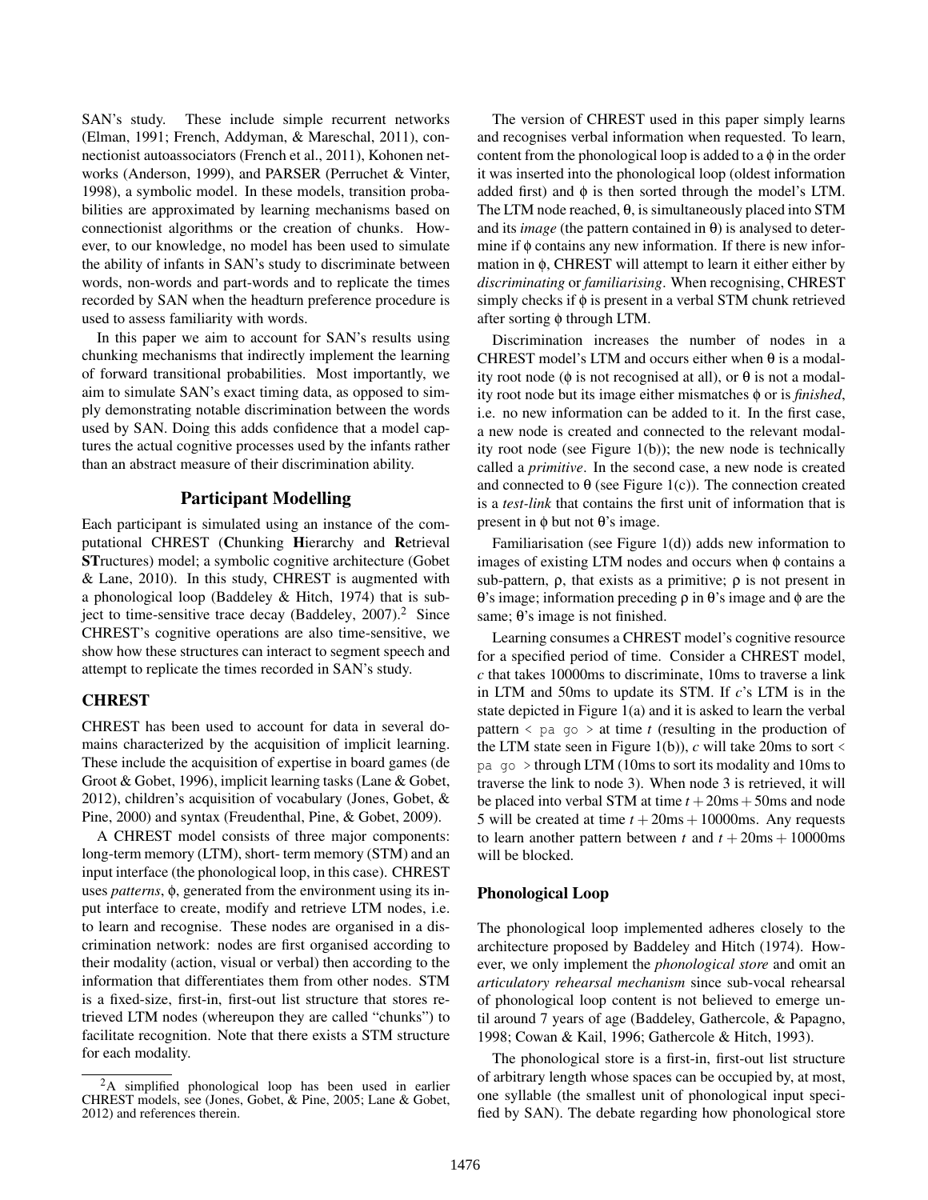SAN's study. These include simple recurrent networks (Elman, 1991; French, Addyman, & Mareschal, 2011), connectionist autoassociators (French et al., 2011), Kohonen networks (Anderson, 1999), and PARSER (Perruchet & Vinter, 1998), a symbolic model. In these models, transition probabilities are approximated by learning mechanisms based on connectionist algorithms or the creation of chunks. However, to our knowledge, no model has been used to simulate the ability of infants in SAN's study to discriminate between words, non-words and part-words and to replicate the times recorded by SAN when the headturn preference procedure is used to assess familiarity with words.

In this paper we aim to account for SAN's results using chunking mechanisms that indirectly implement the learning of forward transitional probabilities. Most importantly, we aim to simulate SAN's exact timing data, as opposed to simply demonstrating notable discrimination between the words used by SAN. Doing this adds confidence that a model captures the actual cognitive processes used by the infants rather than an abstract measure of their discrimination ability.

## Participant Modelling

Each participant is simulated using an instance of the computational CHREST (**C**hunking **H**ierarchy and **R**etrieval **ST**ructures) model; a symbolic cognitive architecture (Gobet & Lane, 2010). In this study, CHREST is augmented with a phonological loop (Baddeley & Hitch, 1974) that is subject to time-sensitive trace decay (Baddeley, 2007).[2] Since CHREST's cognitive operations are also time-sensitive, we show how these structures can interact to segment speech and attempt to replicate the times recorded in SAN's study.

### CHREST

CHREST has been used to account for data in several domains characterized by the acquisition of implicit learning. These include the acquisition of expertise in board games (de Groot & Gobet, 1996), implicit learning tasks (Lane & Gobet, 2012), children's acquisition of vocabulary (Jones, Gobet, & Pine, 2000) and syntax (Freudenthal, Pine, & Gobet, 2009).

A CHREST model consists of three major components: long-term memory (LTM), short- term memory (STM) and an input interface (the phonological loop, in this case). CHREST uses *patterns*, $\phi$, generated from the environment using its input interface to create, modify and retrieve LTM nodes, i.e. to learn and recognise. These nodes are organised in a discrimination network: nodes are first organised according to their modality (action, visual or verbal) then according to the information that differentiates them from other nodes. STM is a fixed-size, first-in, first-out list structure that stores retrieved LTM nodes (whereupon they are called "chunks") to facilitate recognition. Note that there exists a STM structure for each modality.

[2] A simplified phonological loop has been used in earlier CHREST models, see (Jones, Gobet, & Pine, 2005; Lane & Gobet, 2012) and references therein.

The version of CHREST used in this paper simply learns and recognises verbal information when requested. To learn, content from the phonological loop is added to a $\phi$ in the order it was inserted into the phonological loop (oldest information added first) and $\phi$ is then sorted through the model's LTM. The LTM node reached, $\theta$, is simultaneously placed into STM and its *image* (the pattern contained in $\theta$) is analysed to determine if $\phi$ contains any new information. If there is new information in $\phi$, CHREST will attempt to learn it either either by *discriminating* or *familiarising*. When recognising, CHREST simply checks if $\phi$ is present in a verbal STM chunk retrieved after sorting $\phi$ through LTM.

Discrimination increases the number of nodes in a CHREST model's LTM and occurs either when $\theta$ is a modality root node ($\phi$ is not recognised at all), or $\theta$ is not a modality root node but its image either mismatches $\phi$ or is *finished*, i.e. no new information can be added to it. In the first case, a new node is created and connected to the relevant modality root node (see Figure 1(b)); the new node is technically called a *primitive*. In the second case, a new node is created and connected to $\theta$ (see Figure 1(c)). The connection created is a *test-link* that contains the first unit of information that is present in $\phi$ but not $\theta$'s image.

Familiarisation (see Figure 1(d)) adds new information to images of existing LTM nodes and occurs when $\phi$ contains a sub-pattern, $\rho$, that exists as a primitive; $\rho$ is not present in $\theta$'s image; information preceding $\rho$ in $\theta$'s image and $\phi$ are the same; $\theta$'s image is not finished.

Learning consumes a CHREST model's cognitive resource for a specified period of time. Consider a CHREST model, *c* that takes 10000ms to discriminate, 10ms to traverse a link in LTM and 50ms to update its STM. If *c*'s LTM is in the state depicted in Figure 1(a) and it is asked to learn the verbal pattern `< pa go >` at time *t* (resulting in the production of the LTM state seen in Figure 1(b)), *c* will take 20ms to sort `< pa go >` through LTM (10ms to sort its modality and 10ms to traverse the link to node 3). When node 3 is retrieved, it will be placed into verbal STM at time $t + 20\text{ms} + 50\text{ms}$ and node 5 will be created at time $t + 20\text{ms} + 10000\text{ms}$. Any requests to learn another pattern between $t$ and $t + 20\text{ms} + 10000\text{ms}$ will be blocked.

### Phonological Loop

The phonological loop implemented adheres closely to the architecture proposed by Baddeley and Hitch (1974). However, we only implement the *phonological store* and omit an *articulatory rehearsal mechanism* since sub-vocal rehearsal of phonological loop content is not believed to emerge until around 7 years of age (Baddeley, Gathercole, & Papagno, 1998; Cowan & Kail, 1996; Gathercole & Hitch, 1993).

The phonological store is a first-in, first-out list structure of arbitrary length whose spaces can be occupied by, at most, one syllable (the smallest unit of phonological input specified by SAN). The debate regarding how phonological store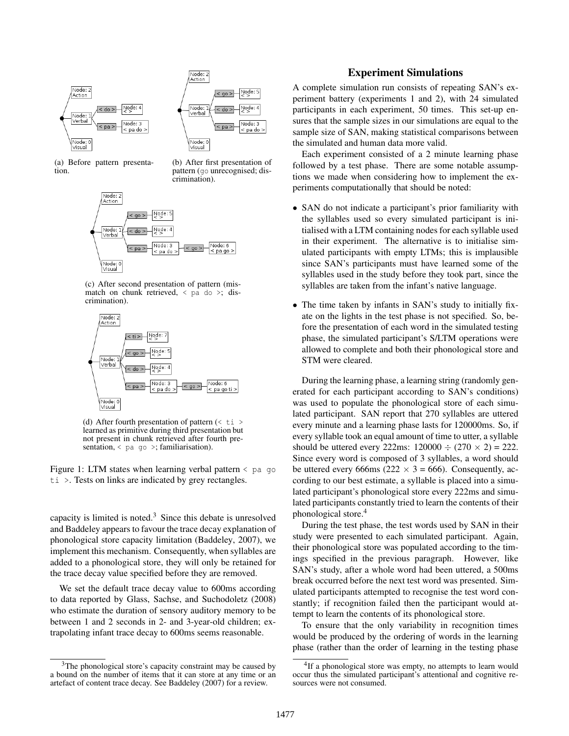(a) Before pattern presentation.

(b) After first presentation of pattern (go unrecognised; discrimination).

(c) After second presentation of pattern (mismatch on chunk retrieved, < pa do >; discrimination).

(d) After fourth presentation of pattern (< ti > learned as primitive during third presentation but not present in chunk retrieved after fourth presentation, < pa go >; familiarisation).

Figure 1: LTM states when learning verbal pattern < pa go ti >. Tests on links are indicated by grey rectangles.

capacity is limited is noted.[3] Since this debate is unresolved and Baddeley appears to favour the trace decay explanation of phonological store capacity limitation (Baddeley, 2007), we implement this mechanism. Consequently, when syllables are added to a phonological store, they will only be retained for the trace decay value specified before they are removed.

We set the default trace decay value to 600ms according to data reported by Glass, Sachse, and Suchodoletz (2008) who estimate the duration of sensory auditory memory to be between 1 and 2 seconds in 2- and 3-year-old children; extrapolating infant trace decay to 600ms seems reasonable.

[3]The phonological store's capacity constraint may be caused by a bound on the number of items that it can store at any time or an artefact of content trace decay. See Baddeley (2007) for a review.

## Experiment Simulations

A complete simulation run consists of repeating SAN's experiment battery (experiments 1 and 2), with 24 simulated participants in each experiment, 50 times. This set-up ensures that the sample sizes in our simulations are equal to the sample size of SAN, making statistical comparisons between the simulated and human data more valid.

Each experiment consisted of a 2 minute learning phase followed by a test phase. There are some notable assumptions we made when considering how to implement the experiments computationally that should be noted:

- SAN do not indicate a participant's prior familiarity with the syllables used so every simulated participant is initialised with a LTM containing nodes for each syllable used in their experiment. The alternative is to initialise simulated participants with empty LTMs; this is implausible since SAN's participants must have learned some of the syllables used in the study before they took part, since the syllables are taken from the infant's native language.
- The time taken by infants in SAN's study to initially fixate on the lights in the test phase is not specified. So, before the presentation of each word in the simulated testing phase, the simulated participant's S/LTM operations were allowed to complete and both their phonological store and STM were cleared.

During the learning phase, a learning string (randomly generated for each participant according to SAN's conditions) was used to populate the phonological store of each simulated participant. SAN report that 270 syllables are uttered every minute and a learning phase lasts for 120000ms. So, if every syllable took an equal amount of time to utter, a syllable should be uttered every 222ms: $120000 \div (270 \times 2) = 222$. Since every word is composed of 3 syllables, a word should be uttered every 666ms ($222 \times 3 = 666$). Consequently, according to our best estimate, a syllable is placed into a simulated participant's phonological store every 222ms and simulated participants constantly tried to learn the contents of their phonological store.[4]

During the test phase, the test words used by SAN in their study were presented to each simulated participant. Again, their phonological store was populated according to the timings specified in the previous paragraph. However, like SAN's study, after a whole word had been uttered, a 500ms break occurred before the next test word was presented. Simulated participants attempted to recognise the test word constantly; if recognition failed then the participant would attempt to learn the contents of its phonological store.

To ensure that the only variability in recognition times would be produced by the ordering of words in the learning phase (rather than the order of learning in the testing phase

[4]If a phonological store was empty, no attempts to learn would occur thus the simulated participant's attentional and cognitive resources were not consumed.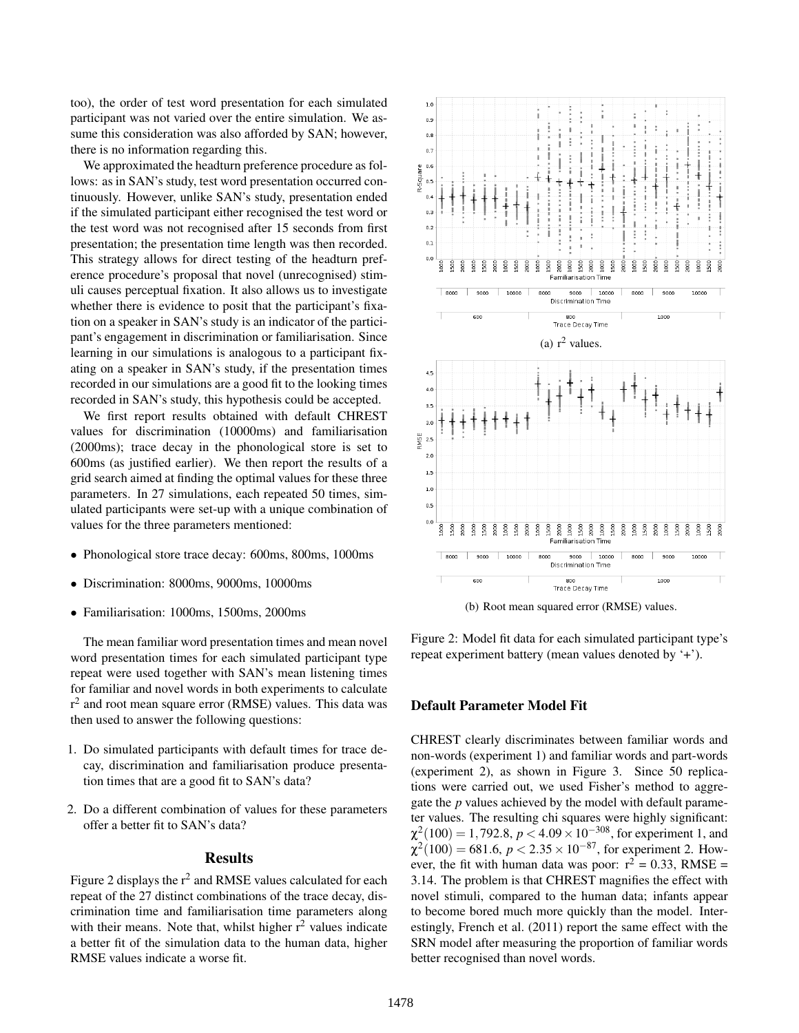too), the order of test word presentation for each simulated participant was not varied over the entire simulation. We assume this consideration was also afforded by SAN; however, there is no information regarding this.

We approximated the headturn preference procedure as follows: as in SAN's study, test word presentation occurred continuously. However, unlike SAN's study, presentation ended if the simulated participant either recognised the test word or the test word was not recognised after 15 seconds from first presentation; the presentation time length was then recorded. This strategy allows for direct testing of the headturn preference procedure's proposal that novel (unrecognised) stimuli causes perceptual fixation. It also allows us to investigate whether there is evidence to posit that the participant's fixation on a speaker in SAN's study is an indicator of the participant's engagement in discrimination or familiarisation. Since learning in our simulations is analogous to a participant fixating on a speaker in SAN's study, if the presentation times recorded in our simulations are a good fit to the looking times recorded in SAN's study, this hypothesis could be accepted.

We first report results obtained with default CHREST values for discrimination (10000ms) and familiarisation (2000ms); trace decay in the phonological store is set to 600ms (as justified earlier). We then report the results of a grid search aimed at finding the optimal values for these three parameters. In 27 simulations, each repeated 50 times, simulated participants were set-up with a unique combination of values for the three parameters mentioned:

- Phonological store trace decay: 600ms, 800ms, 1000ms
- Discrimination: 8000ms, 9000ms, 10000ms
- Familiarisation: 1000ms, 1500ms, 2000ms

The mean familiar word presentation times and mean novel word presentation times for each simulated participant type repeat were used together with SAN's mean listening times for familiar and novel words in both experiments to calculate $r^2$ and root mean square error (RMSE) values. This data was then used to answer the following questions:

1. Do simulated participants with default times for trace decay, discrimination and familiarisation produce presentation times that are a good fit to SAN's data?
2. Do a different combination of values for these parameters offer a better fit to SAN's data?

## Results

Figure 2 displays the $r^2$ and RMSE values calculated for each repeat of the 27 distinct combinations of the trace decay, discrimination time and familiarisation time parameters along with their means. Note that, whilst higher $r^2$ values indicate a better fit of the simulation data to the human data, higher RMSE values indicate a worse fit.

(a) $r^2$ values.

(b) Root mean squared error (RMSE) values.

Figure 2: Model fit data for each simulated participant type's repeat experiment battery (mean values denoted by '+').

### Default Parameter Model Fit

CHREST clearly discriminates between familiar words and non-words (experiment 1) and familiar words and part-words (experiment 2), as shown in Figure 3. Since 50 replications were carried out, we used Fisher's method to aggregate the *p* values achieved by the model with default parameter values. The resulting chi squares were highly significant: $\chi^2(100) = 1,792.8$, $p < 4.09 \times 10^{-308}$, for experiment 1, and $\chi^2(100) = 681.6$, $p < 2.35 \times 10^{-87}$, for experiment 2. However, the fit with human data was poor: $r^2 = 0.33$, RMSE = 3.14. The problem is that CHREST magnifies the effect with novel stimuli, compared to the human data; infants appear to become bored much more quickly than the model. Interestingly, French et al. (2011) report the same effect with the SRN model after measuring the proportion of familiar words better recognised than novel words.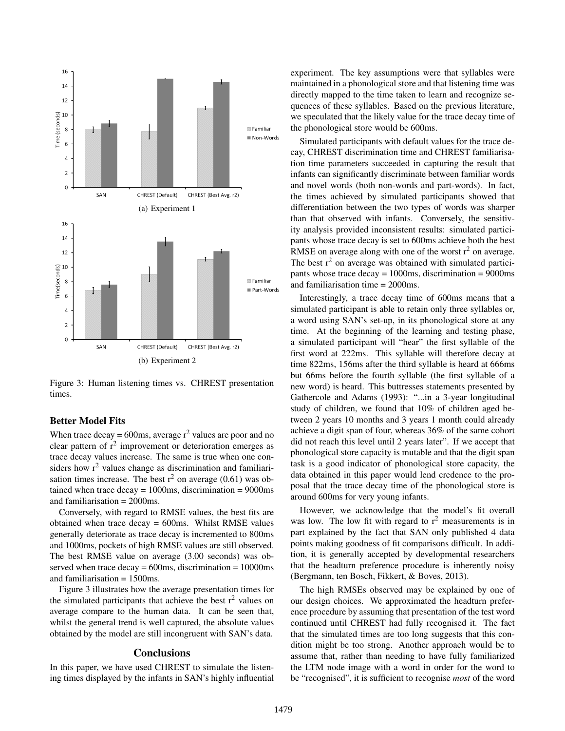(a) Experiment 1

(b) Experiment 2

Figure 3: Human listening times vs. CHREST presentation times.

### Better Model Fits

When trace decay = 600ms, average $r^2$ values are poor and no clear pattern of $r^2$ improvement or deterioration emerges as trace decay values increase. The same is true when one considers how $r^2$ values change as discrimination and familiarisation times increase. The best $r^2$ on average (0.61) was obtained when trace decay = 1000ms, discrimination = 9000ms and familiarisation = 2000ms.

Conversely, with regard to RMSE values, the best fits are obtained when trace decay = 600ms. Whilst RMSE values generally deteriorate as trace decay is incremented to 800ms and 1000ms, pockets of high RMSE values are still observed. The best RMSE value on average (3.00 seconds) was observed when trace decay = 600ms, discrimination = 10000ms and familiarisation = 1500ms.

Figure 3 illustrates how the average presentation times for the simulated participants that achieve the best $r^2$ values on average compare to the human data. It can be seen that, whilst the general trend is well captured, the absolute values obtained by the model are still incongruent with SAN's data.

## Conclusions

In this paper, we have used CHREST to simulate the listening times displayed by the infants in SAN's highly influential experiment. The key assumptions were that syllables were maintained in a phonological store and that listening time was directly mapped to the time taken to learn and recognize sequences of these syllables. Based on the previous literature, we speculated that the likely value for the trace decay time of the phonological store would be 600ms.

Simulated participants with default values for the trace decay, CHREST discrimination time and CHREST familiarisation time parameters succeeded in capturing the result that infants can significantly discriminate between familiar words and novel words (both non-words and part-words). In fact, the times achieved by simulated participants showed that differentiation between the two types of words was sharper than that observed with infants. Conversely, the sensitivity analysis provided inconsistent results: simulated participants whose trace decay is set to 600ms achieve both the best RMSE on average along with one of the worst $r^2$ on average. The best $r^2$ on average was obtained with simulated participants whose trace decay = 1000ms, discrimination = 9000ms and familiarisation time = 2000ms.

Interestingly, a trace decay time of 600ms means that a simulated participant is able to retain only three syllables or, a word using SAN's set-up, in its phonological store at any time. At the beginning of the learning and testing phase, a simulated participant will "hear" the first syllable of the first word at 222ms. This syllable will therefore decay at time 822ms, 156ms after the third syllable is heard at 666ms but 66ms before the fourth syllable (the first syllable of a new word) is heard. This buttresses statements presented by Gathercole and Adams (1993): "...in a 3-year longitudinal study of children, we found that 10% of children aged between 2 years 10 months and 3 years 1 month could already achieve a digit span of four, whereas 36% of the same cohort did not reach this level until 2 years later". If we accept that phonological store capacity is mutable and that the digit span task is a good indicator of phonological store capacity, the data obtained in this paper would lend credence to the proposal that the trace decay time of the phonological store is around 600ms for very young infants.

However, we acknowledge that the model's fit overall was low. The low fit with regard to $r^2$ measurements is in part explained by the fact that SAN only published 4 data points making goodness of fit comparisons difficult. In addition, it is generally accepted by developmental researchers that the headturn preference procedure is inherently noisy (Bergmann, ten Bosch, Fikkert, & Boves, 2013).

The high RMSEs observed may be explained by one of our design choices. We approximated the headturn preference procedure by assuming that presentation of the test word continued until CHREST had fully recognised it. The fact that the simulated times are too long suggests that this condition might be too strong. Another approach would be to assume that, rather than needing to have fully familiarized the LTM node image with a word in order for the word to be "recognised", it is sufficient to recognise *most* of the word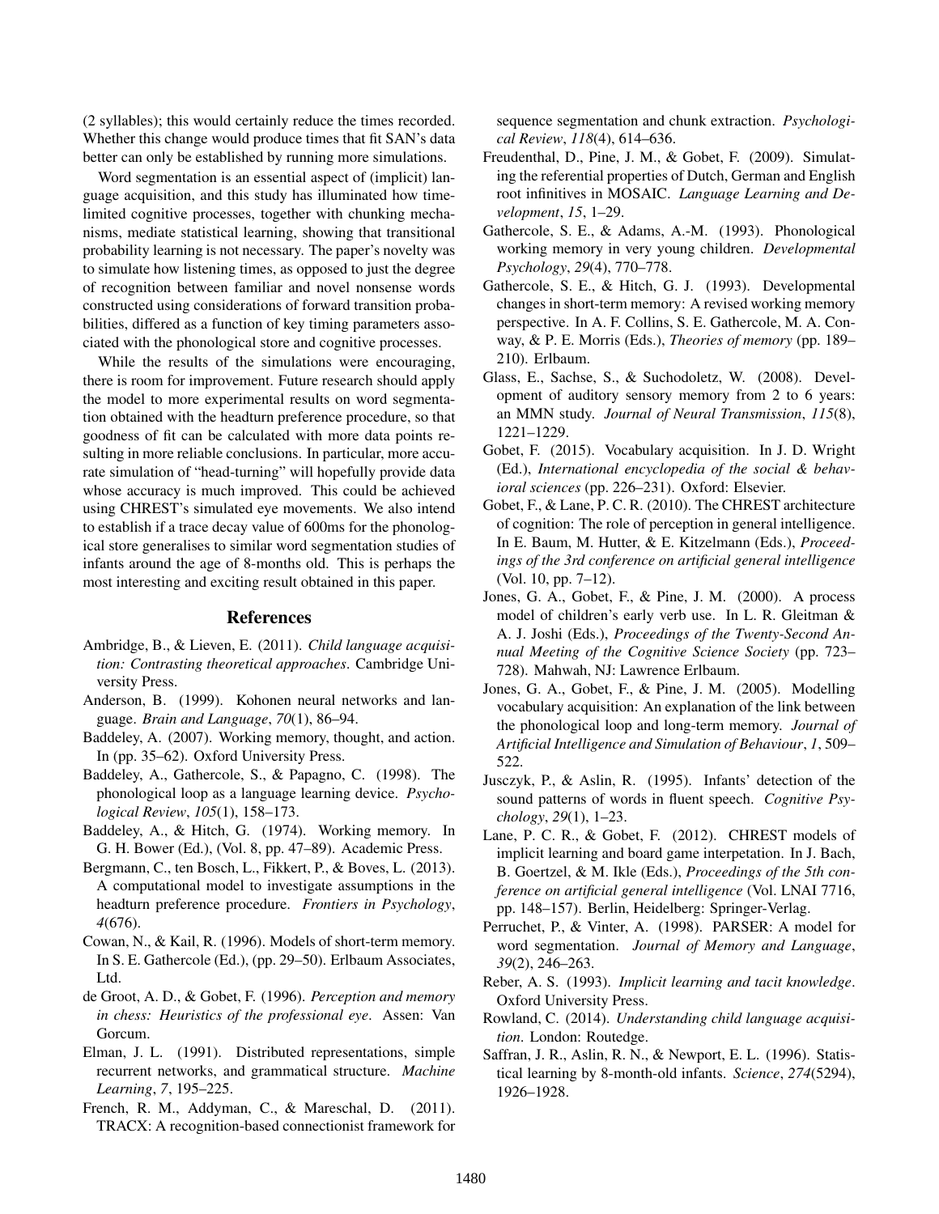(2 syllables); this would certainly reduce the times recorded. Whether this change would produce times that fit SAN's data better can only be established by running more simulations.

Word segmentation is an essential aspect of (implicit) language acquisition, and this study has illuminated how time-limited cognitive processes, together with chunking mechanisms, mediate statistical learning, showing that transitional probability learning is not necessary. The paper's novelty was to simulate how listening times, as opposed to just the degree of recognition between familiar and novel nonsense words constructed using considerations of forward transition probabilities, differed as a function of key timing parameters associated with the phonological store and cognitive processes.

While the results of the simulations were encouraging, there is room for improvement. Future research should apply the model to more experimental results on word segmentation obtained with the headturn preference procedure, so that goodness of fit can be calculated with more data points resulting in more reliable conclusions. In particular, more accurate simulation of "head-turning" will hopefully provide data whose accuracy is much improved. This could be achieved using CHREST's simulated eye movements. We also intend to establish if a trace decay value of 600ms for the phonological store generalises to similar word segmentation studies of infants around the age of 8-months old. This is perhaps the most interesting and exciting result obtained in this paper.

## References

Ambridge, B., & Lieven, E. (2011). *Child language acquisition: Contrasting theoretical approaches*. Cambridge University Press.

Anderson, B. (1999). Kohonen neural networks and language. *Brain and Language*, *70*(1), 86–94.

Baddeley, A. (2007). Working memory, thought, and action. In (pp. 35–62). Oxford University Press.

Baddeley, A., Gathercole, S., & Papagno, C. (1998). The phonological loop as a language learning device. *Psychological Review*, *105*(1), 158–173.

Baddeley, A., & Hitch, G. (1974). Working memory. In G. H. Bower (Ed.), (Vol. 8, pp. 47–89). Academic Press.

Bergmann, C., ten Bosch, L., Fikkert, P., & Boves, L. (2013). A computational model to investigate assumptions in the headturn preference procedure. *Frontiers in Psychology*, *4*(676).

Cowan, N., & Kail, R. (1996). Models of short-term memory. In S. E. Gathercole (Ed.), (pp. 29–50). Erlbaum Associates, Ltd.

de Groot, A. D., & Gobet, F. (1996). *Perception and memory in chess: Heuristics of the professional eye*. Assen: Van Gorcum.

Elman, J. L. (1991). Distributed representations, simple recurrent networks, and grammatical structure. *Machine Learning*, *7*, 195–225.

French, R. M., Addyman, C., & Mareschal, D. (2011). TRACX: A recognition-based connectionist framework for sequence segmentation and chunk extraction. *Psychological Review*, *118*(4), 614–636.

Freudenthal, D., Pine, J. M., & Gobet, F. (2009). Simulating the referential properties of Dutch, German and English root infinitives in MOSAIC. *Language Learning and Development*, *15*, 1–29.

Gathercole, S. E., & Adams, A.-M. (1993). Phonological working memory in very young children. *Developmental Psychology*, *29*(4), 770–778.

Gathercole, S. E., & Hitch, G. J. (1993). Developmental changes in short-term memory: A revised working memory perspective. In A. F. Collins, S. E. Gathercole, M. A. Conway, & P. E. Morris (Eds.), *Theories of memory* (pp. 189–210). Erlbaum.

Glass, E., Sachse, S., & Suchodoletz, W. (2008). Development of auditory sensory memory from 2 to 6 years: an MMN study. *Journal of Neural Transmission*, *115*(8), 1221–1229.

Gobet, F. (2015). Vocabulary acquisition. In J. D. Wright (Ed.), *International encyclopedia of the social & behavioral sciences* (pp. 226–231). Oxford: Elsevier.

Gobet, F., & Lane, P. C. R. (2010). The CHREST architecture of cognition: The role of perception in general intelligence. In E. Baum, M. Hutter, & E. Kitzelmann (Eds.), *Proceedings of the 3rd conference on artificial general intelligence* (Vol. 10, pp. 7–12).

Jones, G. A., Gobet, F., & Pine, J. M. (2000). A process model of children's early verb use. In L. R. Gleitman & A. J. Joshi (Eds.), *Proceedings of the Twenty-Second Annual Meeting of the Cognitive Science Society* (pp. 723–728). Mahwah, NJ: Lawrence Erlbaum.

Jones, G. A., Gobet, F., & Pine, J. M. (2005). Modelling vocabulary acquisition: An explanation of the link between the phonological loop and long-term memory. *Journal of Artificial Intelligence and Simulation of Behaviour*, *1*, 509–522.

Jusczyk, P., & Aslin, R. (1995). Infants' detection of the sound patterns of words in fluent speech. *Cognitive Psychology*, *29*(1), 1–23.

Lane, P. C. R., & Gobet, F. (2012). CHREST models of implicit learning and board game interpetation. In J. Bach, B. Goertzel, & M. Ikle (Eds.), *Proceedings of the 5th conference on artificial general intelligence* (Vol. LNAI 7716, pp. 148–157). Berlin, Heidelberg: Springer-Verlag.

Perruchet, P., & Vinter, A. (1998). PARSER: A model for word segmentation. *Journal of Memory and Language*, *39*(2), 246–263.

Reber, A. S. (1993). *Implicit learning and tacit knowledge*. Oxford University Press.

Rowland, C. (2014). *Understanding child language acquisition*. London: Routedge.

Saffran, J. R., Aslin, R. N., & Newport, E. L. (1996). Statistical learning by 8-month-old infants. *Science*, *274*(5294), 1926–1928.